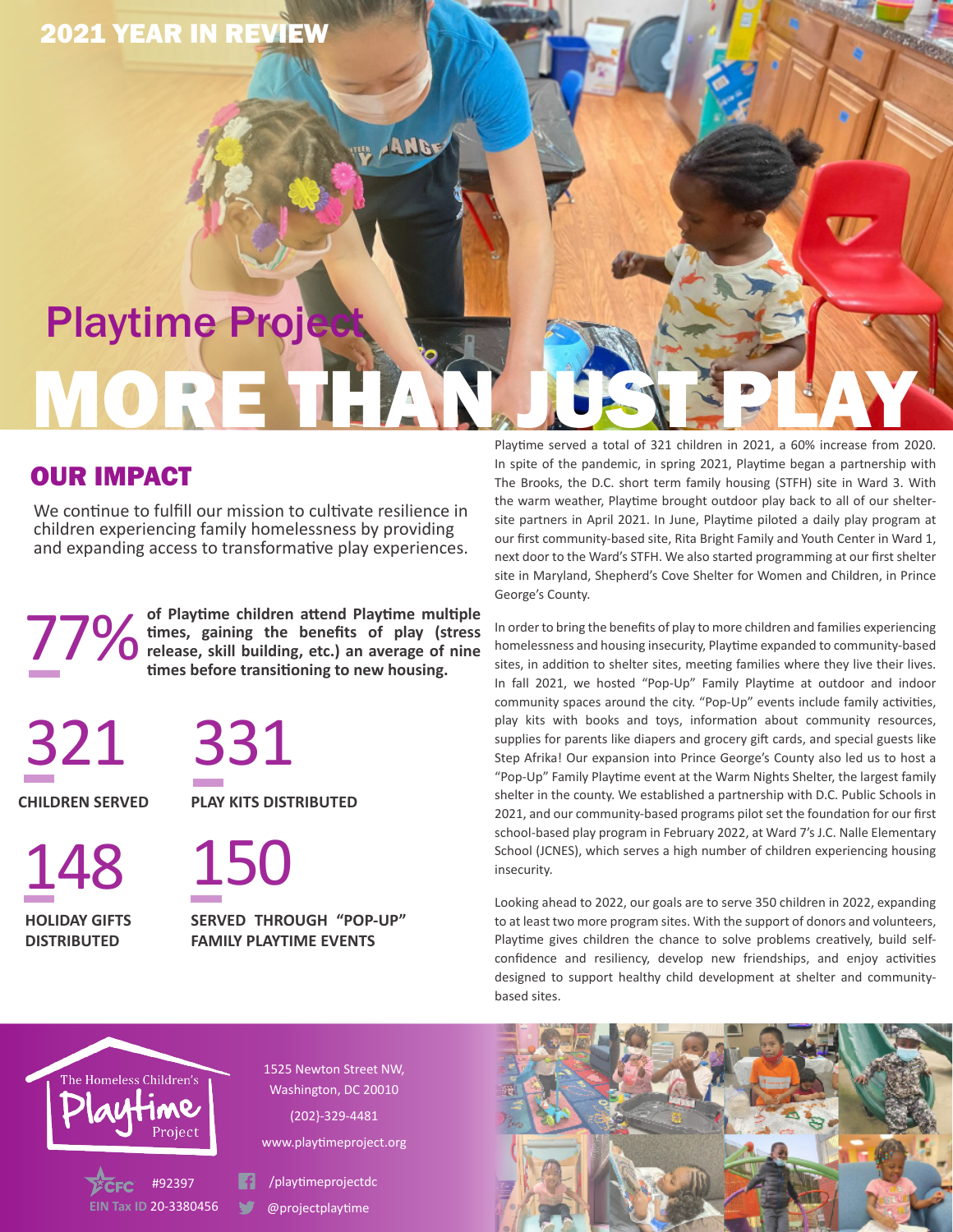2021 YEAR IN REVIEW

# Playtime Project

# MORE THAN JUST PLAY

## OUR IMPACT

We continue to fulfill our mission to cultivate resilience in children experiencing family homelessness by providing and expanding access to transformative play experiences.

**77%** **of Playtime children attend Playtime multiple times, gaining the benefits of play (stress release, skill building, etc.) an average of nine times before transitioning to new housing.**

**321**
**CHILDREN SERVED**

**331**
**PLAY KITS DISTRIBUTED**

**148**
**HOLIDAY GIFTS DISTRIBUTED**

**150**
**SERVED THROUGH "POP-UP" FAMILY PLAYTIME EVENTS**

Playtime served a total of 321 children in 2021, a 60% increase from 2020. In spite of the pandemic, in spring 2021, Playtime began a partnership with The Brooks, the D.C. short term family housing (STFH) site in Ward 3. With the warm weather, Playtime brought outdoor play back to all of our shelter-site partners in April 2021. In June, Playtime piloted a daily play program at our first community-based site, Rita Bright Family and Youth Center in Ward 1, next door to the Ward's STFH. We also started programming at our first shelter site in Maryland, Shepherd's Cove Shelter for Women and Children, in Prince George's County.

In order to bring the benefits of play to more children and families experiencing homelessness and housing insecurity, Playtime expanded to community-based sites, in addition to shelter sites, meeting families where they live their lives. In fall 2021, we hosted "Pop-Up" Family Playtime at outdoor and indoor community spaces around the city. "Pop-Up" events include family activities, play kits with books and toys, information about community resources, supplies for parents like diapers and grocery gift cards, and special guests like Step Afrika! Our expansion into Prince George's County also led us to host a "Pop-Up" Family Playtime event at the Warm Nights Shelter, the largest family shelter in the county. We established a partnership with D.C. Public Schools in 2021, and our community-based programs pilot set the foundation for our first school-based play program in February 2022, at Ward 7's J.C. Nalle Elementary School (JCNES), which serves a high number of children experiencing housing insecurity.

Looking ahead to 2022, our goals are to serve 350 children in 2022, expanding to at least two more program sites. With the support of donors and volunteers, Playtime gives children the chance to solve problems creatively, build self-confidence and resiliency, develop new friendships, and enjoy activities designed to support healthy child development at shelter and community-based sites.

The Homeless Children's Playtime Project

1525 Newton Street NW,
Washington, DC 20010

(202)-329-4481

www.playtimeproject.org

CFC #92397

EIN Tax ID 20-3380456

/playtimeprojectdc

@projectplaytime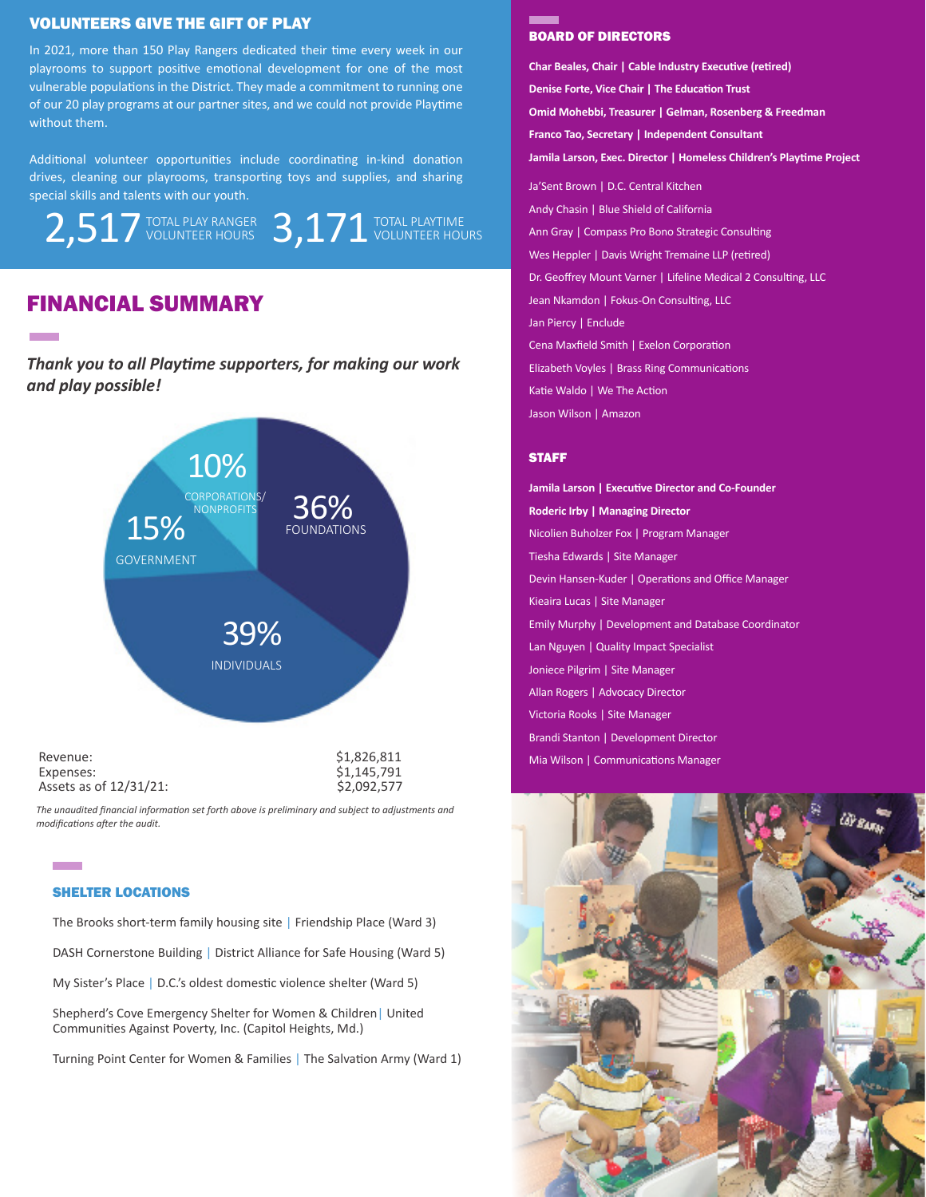## VOLUNTEERS GIVE THE GIFT OF PLAY

In 2021, more than 150 Play Rangers dedicated their time every week in our playrooms to support positive emotional development for one of the most vulnerable populations in the District. They made a commitment to running one of our 20 play programs at our partner sites, and we could not provide Playtime without them.

Additional volunteer opportunities include coordinating in-kind donation drives, cleaning our playrooms, transporting toys and supplies, and sharing special skills and talents with our youth.

**2,517** TOTAL PLAY RANGER VOLUNTEER HOURS

**3,171** TOTAL PLAYTIME VOLUNTEER HOURS

## FINANCIAL SUMMARY

***Thank you to all Playtime supporters, for making our work and play possible!***

10%
CORPORATIONS/ NONPROFITS

36%
FOUNDATIONS

15%
GOVERNMENT

39%
INDIVIDUALS

| | |
|---|---|
| Revenue: | $1,826,811 |
| Expenses: | $1,145,791 |
| Assets as of 12/31/21: | $2,092,577 |

*The unaudited financial information set forth above is preliminary and subject to adjustments and modifications after the audit.*

### SHELTER LOCATIONS

The Brooks short-term family housing site | Friendship Place (Ward 3)

DASH Cornerstone Building | District Alliance for Safe Housing (Ward 5)

My Sister's Place | D.C.'s oldest domestic violence shelter (Ward 5)

Shepherd's Cove Emergency Shelter for Women & Children | United Communities Against Poverty, Inc. (Capitol Heights, Md.)

Turning Point Center for Women & Families | The Salvation Army (Ward 1)

### BOARD OF DIRECTORS

**Char Beales, Chair | Cable Industry Executive (retired)**
**Denise Forte, Vice Chair | The Education Trust**
**Omid Mohebbi, Treasurer | Gelman, Rosenberg & Freedman**
**Franco Tao, Secretary | Independent Consultant**
**Jamila Larson, Exec. Director | Homeless Children's Playtime Project**

Ja'Sent Brown | D.C. Central Kitchen
Andy Chasin | Blue Shield of California
Ann Gray | Compass Pro Bono Strategic Consulting
Wes Heppler | Davis Wright Tremaine LLP (retired)
Dr. Geoffrey Mount Varner | Lifeline Medical 2 Consulting, LLC
Jean Nkamdon | Fokus-On Consulting, LLC
Jan Piercy | Enclude
Cena Maxfield Smith | Exelon Corporation
Elizabeth Voyles | Brass Ring Communications
Katie Waldo | We The Action
Jason Wilson | Amazon

### STAFF

**Jamila Larson | Executive Director and Co-Founder**
**Roderic Irby | Managing Director**

Nicolien Buholzer Fox | Program Manager
Tiesha Edwards | Site Manager
Devin Hansen-Kuder | Operations and Office Manager
Kieaira Lucas | Site Manager
Emily Murphy | Development and Database Coordinator
Lan Nguyen | Quality Impact Specialist
Joniece Pilgrim | Site Manager
Allan Rogers | Advocacy Director
Victoria Rooks | Site Manager
Brandi Stanton | Development Director
Mia Wilson | Communications Manager